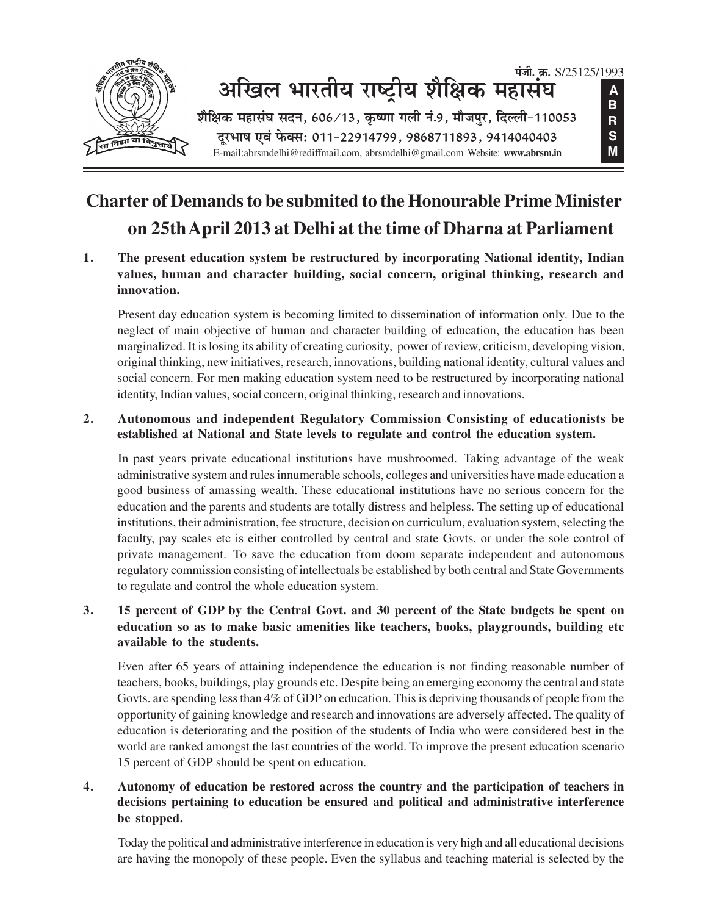पंजी. क्र. S/25125/1993

# अखिल भारतीय राष्ट्रीय शैक्षिक महासंघ

शैक्षिक महासंघ सदन, 606/13, कृष्णा गली नं.9, मौजपुर, दिल्ली-110053

दूरभाष एवं फेक्स: 011-22914799, 9868711893, 9414040403

E-mail:abrsmdelhi@rediffmail.com, abrsmdelhi@gmail.com Website: **www.abrsm.in**

**ABRSM**

# Charter of Demands to be submited to the Honourable Prime Minister on 25th April 2013 at Delhi at the time of Dharna at Parliament

**1. The present education system be restructured by incorporating National identity, Indian values, human and character building, social concern, original thinking, research and innovation.**

Present day education system is becoming limited to dissemination of information only. Due to the neglect of main objective of human and character building of education, the education has been marginalized. It is losing its ability of creating curiosity, power of review, criticism, developing vision, original thinking, new initiatives, research, innovations, building national identity, cultural values and social concern. For men making education system need to be restructured by incorporating national identity, Indian values, social concern, original thinking, research and innovations.

**2. Autonomous and independent Regulatory Commission Consisting of educationists be established at National and State levels to regulate and control the education system.**

In past years private educational institutions have mushroomed. Taking advantage of the weak administrative system and rules innumerable schools, colleges and universities have made education a good business of amassing wealth. These educational institutions have no serious concern for the education and the parents and students are totally distress and helpless. The setting up of educational institutions, their administration, fee structure, decision on curriculum, evaluation system, selecting the faculty, pay scales etc is either controlled by central and state Govts. or under the sole control of private management. To save the education from doom separate independent and autonomous regulatory commission consisting of intellectuals be established by both central and State Governments to regulate and control the whole education system.

**3. 15 percent of GDP by the Central Govt. and 30 percent of the State budgets be spent on education so as to make basic amenities like teachers, books, playgrounds, building etc available to the students.**

Even after 65 years of attaining independence the education is not finding reasonable number of teachers, books, buildings, play grounds etc. Despite being an emerging economy the central and state Govts. are spending less than 4% of GDP on education. This is depriving thousands of people from the opportunity of gaining knowledge and research and innovations are adversely affected. The quality of education is deteriorating and the position of the students of India who were considered best in the world are ranked amongst the last countries of the world. To improve the present education scenario 15 percent of GDP should be spent on education.

**4. Autonomy of education be restored across the country and the participation of teachers in decisions pertaining to education be ensured and political and administrative interference be stopped.**

Today the political and administrative interference in education is very high and all educational decisions are having the monopoly of these people. Even the syllabus and teaching material is selected by the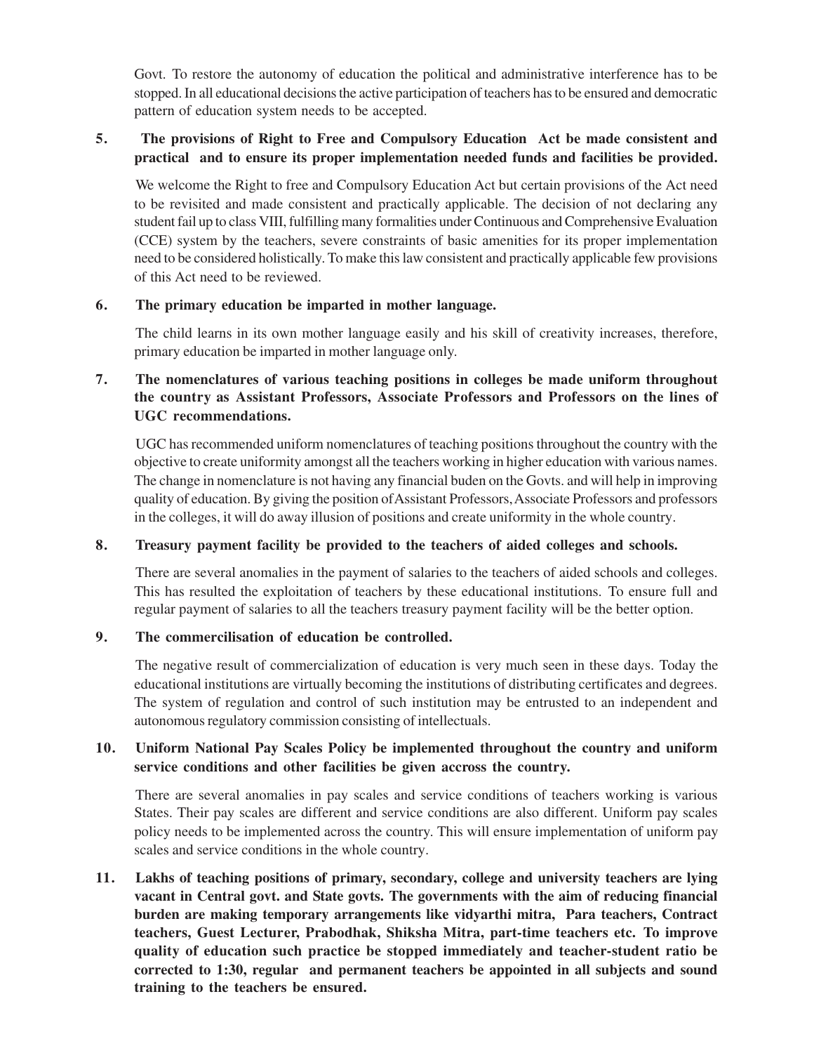Govt. To restore the autonomy of education the political and administrative interference has to be stopped. In all educational decisions the active participation of teachers has to be ensured and democratic pattern of education system needs to be accepted.

**5. The provisions of Right to Free and Compulsory Education Act be made consistent and practical and to ensure its proper implementation needed funds and facilities be provided.**

We welcome the Right to free and Compulsory Education Act but certain provisions of the Act need to be revisited and made consistent and practically applicable. The decision of not declaring any student fail up to class VIII, fulfilling many formalities under Continuous and Comprehensive Evaluation (CCE) system by the teachers, severe constraints of basic amenities for its proper implementation need to be considered holistically. To make this law consistent and practically applicable few provisions of this Act need to be reviewed.

**6. The primary education be imparted in mother language.**

The child learns in its own mother language easily and his skill of creativity increases, therefore, primary education be imparted in mother language only.

**7. The nomenclatures of various teaching positions in colleges be made uniform throughout the country as Assistant Professors, Associate Professors and Professors on the lines of UGC recommendations.**

UGC has recommended uniform nomenclatures of teaching positions throughout the country with the objective to create uniformity amongst all the teachers working in higher education with various names. The change in nomenclature is not having any financial buden on the Govts. and will help in improving quality of education. By giving the position of Assistant Professors, Associate Professors and professors in the colleges, it will do away illusion of positions and create uniformity in the whole country.

**8. Treasury payment facility be provided to the teachers of aided colleges and schools.**

There are several anomalies in the payment of salaries to the teachers of aided schools and colleges. This has resulted the exploitation of teachers by these educational institutions. To ensure full and regular payment of salaries to all the teachers treasury payment facility will be the better option.

**9. The commercilisation of education be controlled.**

The negative result of commercialization of education is very much seen in these days. Today the educational institutions are virtually becoming the institutions of distributing certificates and degrees. The system of regulation and control of such institution may be entrusted to an independent and autonomous regulatory commission consisting of intellectuals.

**10. Uniform National Pay Scales Policy be implemented throughout the country and uniform service conditions and other facilities be given accross the country.**

There are several anomalies in pay scales and service conditions of teachers working is various States. Their pay scales are different and service conditions are also different. Uniform pay scales policy needs to be implemented across the country. This will ensure implementation of uniform pay scales and service conditions in the whole country.

**11. Lakhs of teaching positions of primary, secondary, college and university teachers are lying vacant in Central govt. and State govts. The governments with the aim of reducing financial burden are making temporary arrangements like vidyarthi mitra, Para teachers, Contract teachers, Guest Lecturer, Prabodhak, Shiksha Mitra, part-time teachers etc. To improve quality of education such practice be stopped immediately and teacher-student ratio be corrected to 1:30, regular and permanent teachers be appointed in all subjects and sound training to the teachers be ensured.**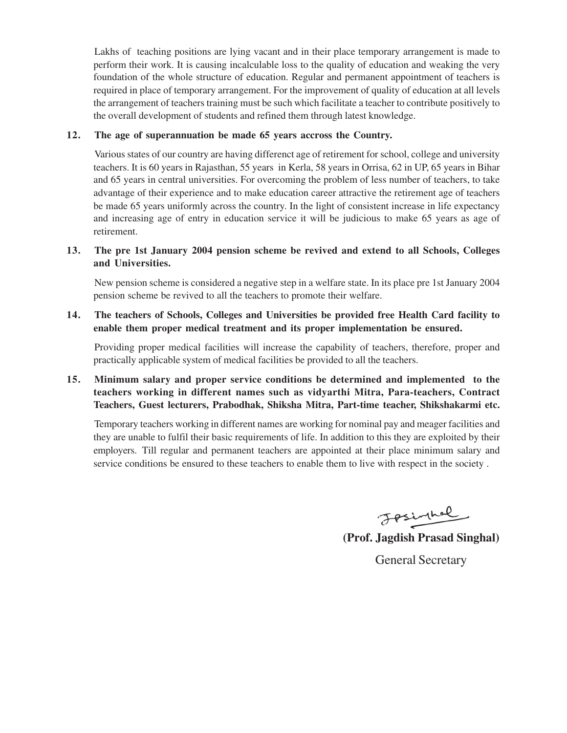Lakhs of teaching positions are lying vacant and in their place temporary arrangement is made to perform their work. It is causing incalculable loss to the quality of education and weaking the very foundation of the whole structure of education. Regular and permanent appointment of teachers is required in place of temporary arrangement. For the improvement of quality of education at all levels the arrangement of teachers training must be such which facilitate a teacher to contribute positively to the overall development of students and refined them through latest knowledge.

**12. The age of superannuation be made 65 years accross the Country.**

Various states of our country are having differenct age of retirement for school, college and university teachers. It is 60 years in Rajasthan, 55 years in Kerla, 58 years in Orrisa, 62 in UP, 65 years in Bihar and 65 years in central universities. For overcoming the problem of less number of teachers, to take advantage of their experience and to make education career attractive the retirement age of teachers be made 65 years uniformly across the country. In the light of consistent increase in life expectancy and increasing age of entry in education service it will be judicious to make 65 years as age of retirement.

**13. The pre 1st January 2004 pension scheme be revived and extend to all Schools, Colleges and Universities.**

New pension scheme is considered a negative step in a welfare state. In its place pre 1st January 2004 pension scheme be revived to all the teachers to promote their welfare.

**14. The teachers of Schools, Colleges and Universities be provided free Health Card facility to enable them proper medical treatment and its proper implementation be ensured.**

Providing proper medical facilities will increase the capability of teachers, therefore, proper and practically applicable system of medical facilities be provided to all the teachers.

**15. Minimum salary and proper service conditions be determined and implemented to the teachers working in different names such as vidyarthi Mitra, Para-teachers, Contract Teachers, Guest lecturers, Prabodhak, Shiksha Mitra, Part-time teacher, Shikshakarmi etc.**

Temporary teachers working in different names are working for nominal pay and meager facilities and they are unable to fulfil their basic requirements of life. In addition to this they are exploited by their employers. Till regular and permanent teachers are appointed at their place minimum salary and service conditions be ensured to these teachers to enable them to live with respect in the society .

Jpsinghal

**(Prof. Jagdish Prasad Singhal)**

General Secretary